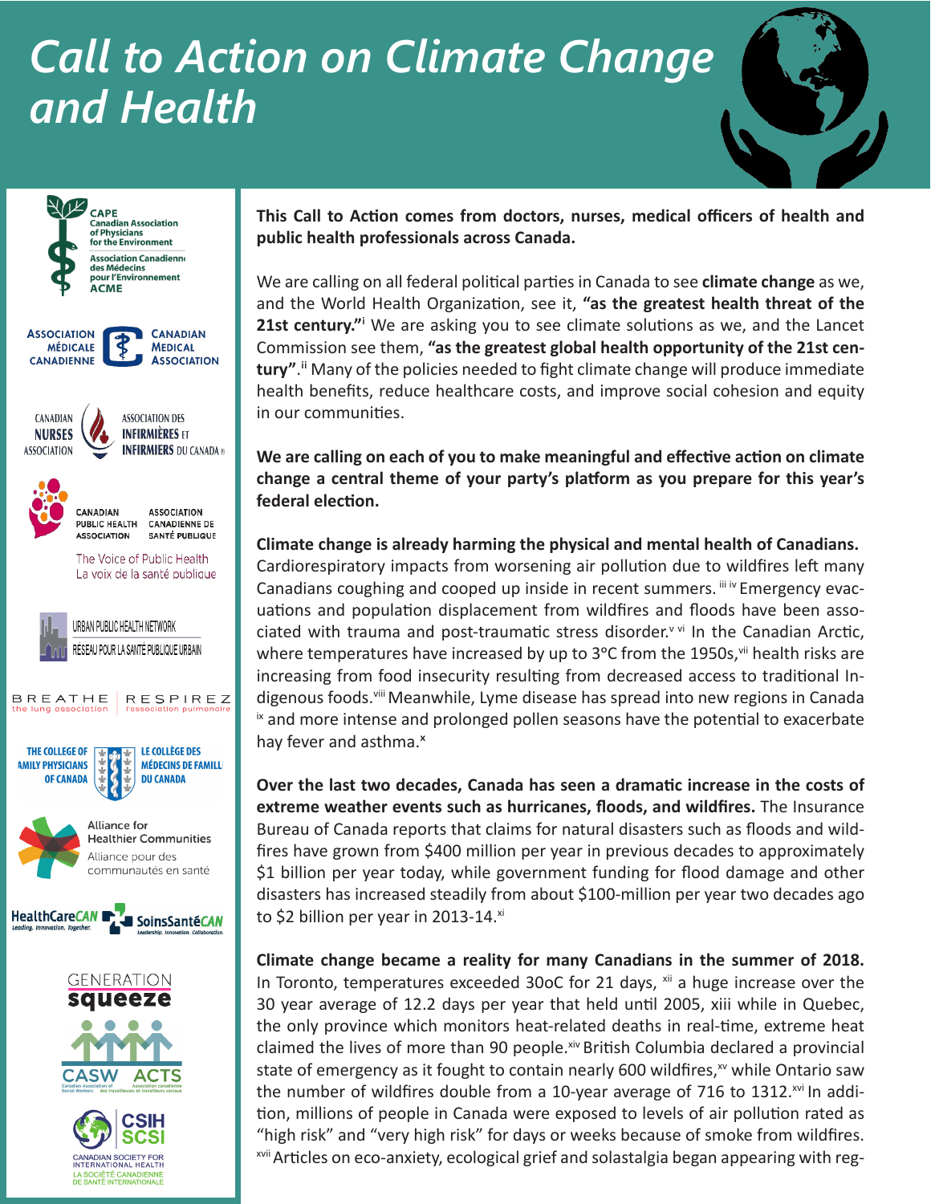# Call to Action on Climate Change and Health

CAPE Canadian Association of Physicians for the Environment
Association Canadienne des Médecins pour l'Environnement ACME

Association Médicale Canadienne | Canadian Medical Association

Canadian Nurses Association | Association des infirmières et infirmiers du Canada

Canadian Public Health Association | Association canadienne de santé publique
The Voice of Public Health | La voix de la santé publique

Urban Public Health Network | Réseau pour la santé publique urbain

Breathe the lung association | Respirez l'association pulmonaire

The College of Family Physicians of Canada | Le Collège des médecins de famille du Canada

Alliance for Healthier Communities | Alliance pour des communautés en santé

HealthCareCAN | SoinsSantéCAN

Generation squeeze

CASW ACTS

CSIH SCSI Canadian Society for International Health | La Société canadienne de santé internationale

**This Call to Action comes from doctors, nurses, medical officers of health and public health professionals across Canada.**

We are calling on all federal political parties in Canada to see **climate change** as we, and the World Health Organization, see it, **"as the greatest health threat of the 21st century."**[i] We are asking you to see climate solutions as we, and the Lancet Commission see them, **"as the greatest global health opportunity of the 21st century"**.[ii] Many of the policies needed to fight climate change will produce immediate health benefits, reduce healthcare costs, and improve social cohesion and equity in our communities.

**We are calling on each of you to make meaningful and effective action on climate change a central theme of your party's platform as you prepare for this year's federal election.**

**Climate change is already harming the physical and mental health of Canadians.** Cardiorespiratory impacts from worsening air pollution due to wildfires left many Canadians coughing and cooped up inside in recent summers.[iii][iv] Emergency evacuations and population displacement from wildfires and floods have been associated with trauma and post-traumatic stress disorder.[v][vi] In the Canadian Arctic, where temperatures have increased by up to 3°C from the 1950s,[vii] health risks are increasing from food insecurity resulting from decreased access to traditional Indigenous foods.[viii] Meanwhile, Lyme disease has spread into new regions in Canada[ix] and more intense and prolonged pollen seasons have the potential to exacerbate hay fever and asthma.[x]

**Over the last two decades, Canada has seen a dramatic increase in the costs of extreme weather events such as hurricanes, floods, and wildfires.** The Insurance Bureau of Canada reports that claims for natural disasters such as floods and wildfires have grown from $400 million per year in previous decades to approximately $1 billion per year today, while government funding for flood damage and other disasters has increased steadily from about $100-million per year two decades ago to $2 billion per year in 2013-14.[xi]

**Climate change became a reality for many Canadians in the summer of 2018.** In Toronto, temperatures exceeded 30oC for 21 days,[xii] a huge increase over the 30 year average of 12.2 days per year that held until 2005, xiii while in Quebec, the only province which monitors heat-related deaths in real-time, extreme heat claimed the lives of more than 90 people.[xiv] British Columbia declared a provincial state of emergency as it fought to contain nearly 600 wildfires,[xv] while Ontario saw the number of wildfires double from a 10-year average of 716 to 1312.[xvi] In addition, millions of people in Canada were exposed to levels of air pollution rated as "high risk" and "very high risk" for days or weeks because of smoke from wildfires.[xvii] Articles on eco-anxiety, ecological grief and solastalgia began appearing with reg-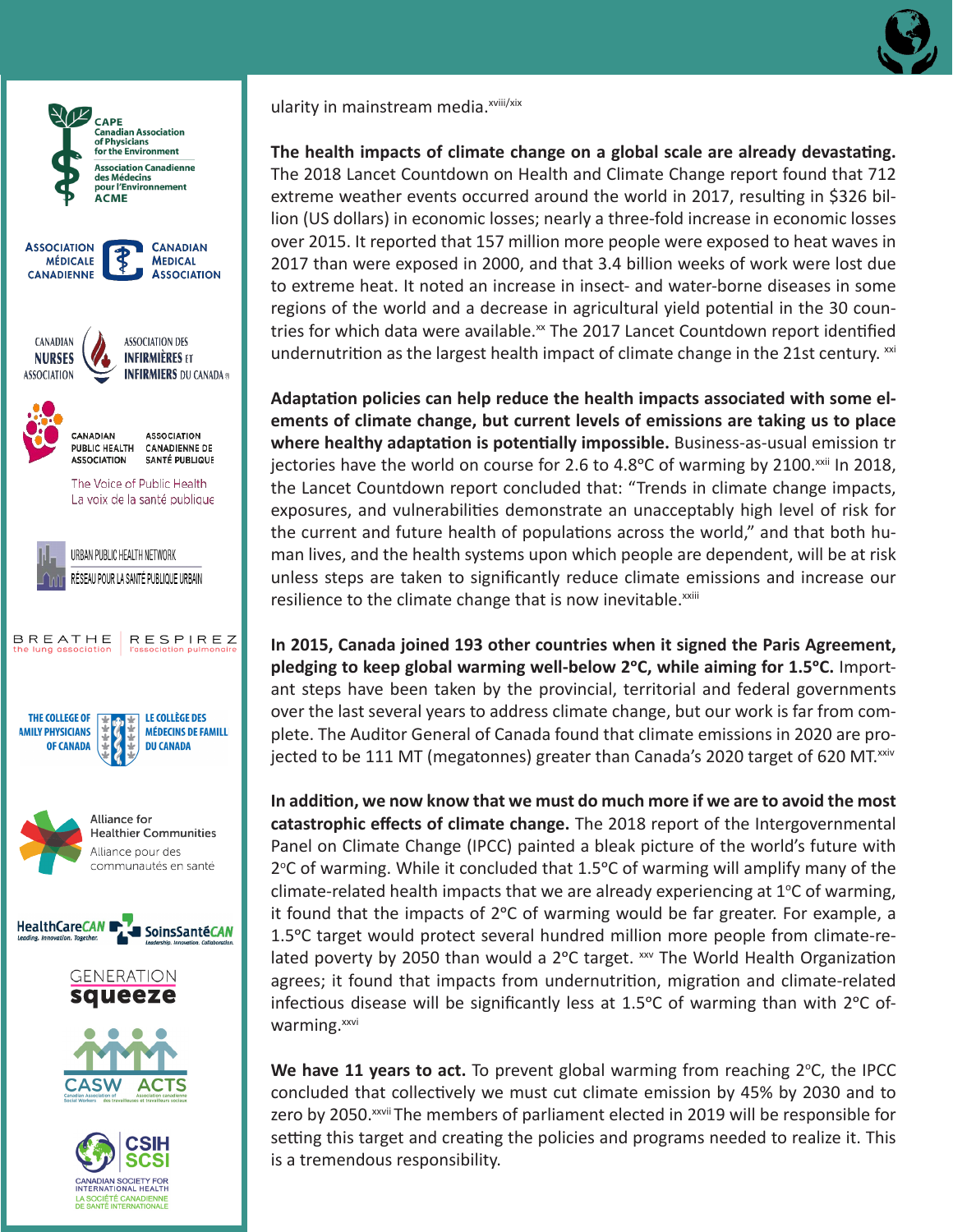ularity in mainstream media.[xviii/xix]

**The health impacts of climate change on a global scale are already devastating.** The 2018 Lancet Countdown on Health and Climate Change report found that 712 extreme weather events occurred around the world in 2017, resulting in $326 billion (US dollars) in economic losses; nearly a three-fold increase in economic losses over 2015. It reported that 157 million more people were exposed to heat waves in 2017 than were exposed in 2000, and that 3.4 billion weeks of work were lost due to extreme heat. It noted an increase in insect- and water-borne diseases in some regions of the world and a decrease in agricultural yield potential in the 30 countries for which data were available.[xx] The 2017 Lancet Countdown report identified undernutrition as the largest health impact of climate change in the 21st century.[xxi]

**Adaptation policies can help reduce the health impacts associated with some elements of climate change, but current levels of emissions are taking us to place where healthy adaptation is potentially impossible.** Business-as-usual emission trajectories have the world on course for 2.6 to 4.8°C of warming by 2100.[xxii] In 2018, the Lancet Countdown report concluded that: "Trends in climate change impacts, exposures, and vulnerabilities demonstrate an unacceptably high level of risk for the current and future health of populations across the world," and that both human lives, and the health systems upon which people are dependent, will be at risk unless steps are taken to significantly reduce climate emissions and increase our resilience to the climate change that is now inevitable.[xxiii]

**In 2015, Canada joined 193 other countries when it signed the Paris Agreement, pledging to keep global warming well-below 2°C, while aiming for 1.5°C.** Important steps have been taken by the provincial, territorial and federal governments over the last several years to address climate change, but our work is far from complete. The Auditor General of Canada found that climate emissions in 2020 are projected to be 111 MT (megatonnes) greater than Canada's 2020 target of 620 MT.[xxiv]

**In addition, we now know that we must do much more if we are to avoid the most catastrophic effects of climate change.** The 2018 report of the Intergovernmental Panel on Climate Change (IPCC) painted a bleak picture of the world's future with 2°C of warming. While it concluded that 1.5°C of warming will amplify many of the climate-related health impacts that we are already experiencing at 1°C of warming, it found that the impacts of 2°C of warming would be far greater. For example, a 1.5°C target would protect several hundred million more people from climate-related poverty by 2050 than would a 2°C target.[xxv] The World Health Organization agrees; it found that impacts from undernutrition, migration and climate-related infectious disease will be significantly less at 1.5°C of warming than with 2°C of warming.[xxvi]

**We have 11 years to act.** To prevent global warming from reaching 2°C, the IPCC concluded that collectively we must cut climate emission by 45% by 2030 and to zero by 2050.[xxvii] The members of parliament elected in 2019 will be responsible for setting this target and creating the policies and programs needed to realize it. This is a tremendous responsibility.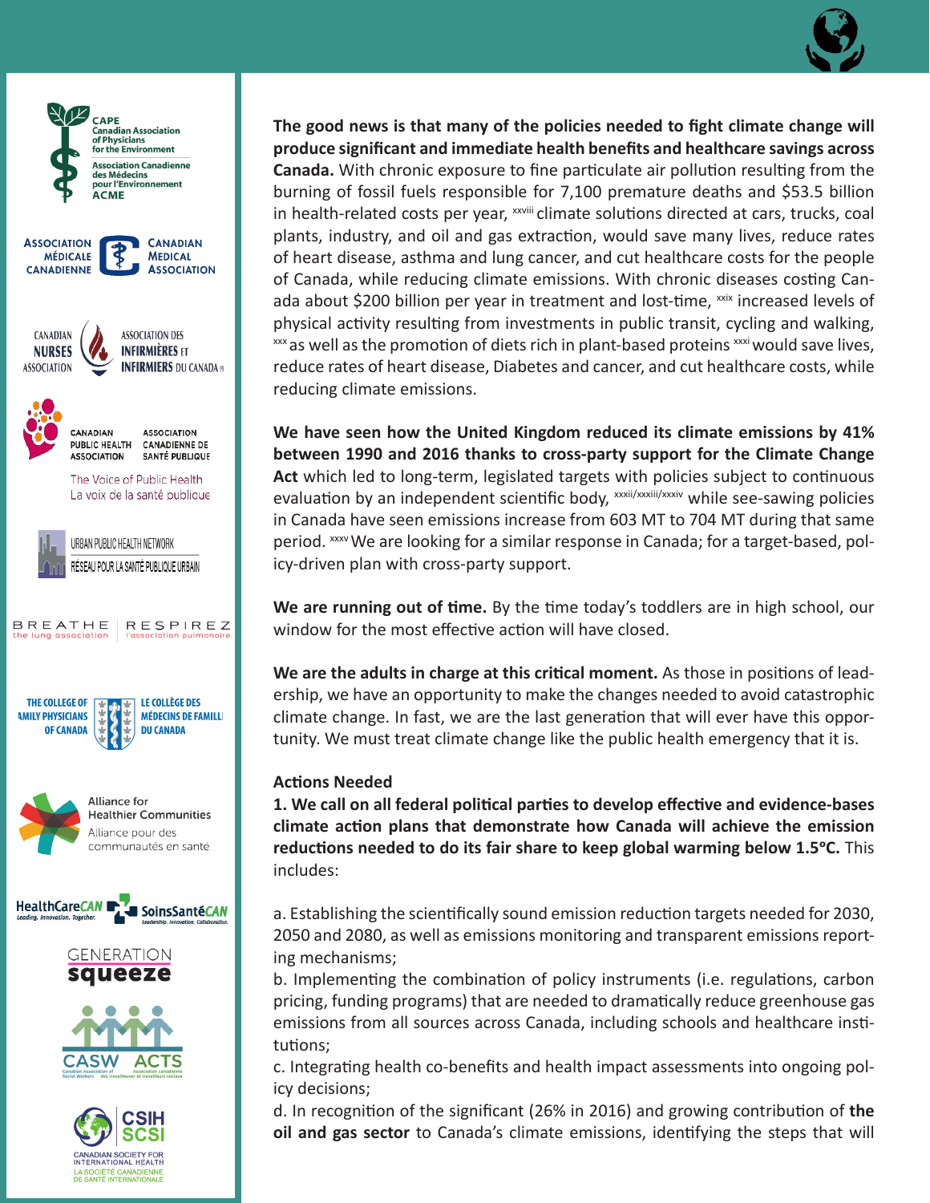**The good news is that many of the policies needed to fight climate change will produce significant and immediate health benefits and healthcare savings across Canada.** With chronic exposure to fine particulate air pollution resulting from the burning of fossil fuels responsible for 7,100 premature deaths and $53.5 billion in health-related costs per year, [xxviii] climate solutions directed at cars, trucks, coal plants, industry, and oil and gas extraction, would save many lives, reduce rates of heart disease, asthma and lung cancer, and cut healthcare costs for the people of Canada, while reducing climate emissions. With chronic diseases costing Canada about $200 billion per year in treatment and lost-time, [xxix] increased levels of physical activity resulting from investments in public transit, cycling and walking, [xxx] as well as the promotion of diets rich in plant-based proteins [xxxi] would save lives, reduce rates of heart disease, Diabetes and cancer, and cut healthcare costs, while reducing climate emissions.

**We have seen how the United Kingdom reduced its climate emissions by 41% between 1990 and 2016 thanks to cross-party support for the Climate Change Act** which led to long-term, legislated targets with policies subject to continuous evaluation by an independent scientific body, [xxxii/xxxiii/xxxiv] while see-sawing policies in Canada have seen emissions increase from 603 MT to 704 MT during that same period. [xxxv] We are looking for a similar response in Canada; for a target-based, policy-driven plan with cross-party support.

**We are running out of time.** By the time today's toddlers are in high school, our window for the most effective action will have closed.

**We are the adults in charge at this critical moment.** As those in positions of leadership, we have an opportunity to make the changes needed to avoid catastrophic climate change. In fast, we are the last generation that will ever have this opportunity. We must treat climate change like the public health emergency that it is.

**Actions Needed**

**1. We call on all federal political parties to develop effective and evidence-bases climate action plans that demonstrate how Canada will achieve the emission reductions needed to do its fair share to keep global warming below 1.5°C.** This includes:

a. Establishing the scientifically sound emission reduction targets needed for 2030, 2050 and 2080, as well as emissions monitoring and transparent emissions reporting mechanisms;

b. Implementing the combination of policy instruments (i.e. regulations, carbon pricing, funding programs) that are needed to dramatically reduce greenhouse gas emissions from all sources across Canada, including schools and healthcare institutions;

c. Integrating health co-benefits and health impact assessments into ongoing policy decisions;

d. In recognition of the significant (26% in 2016) and growing contribution of **the oil and gas sector** to Canada's climate emissions, identifying the steps that will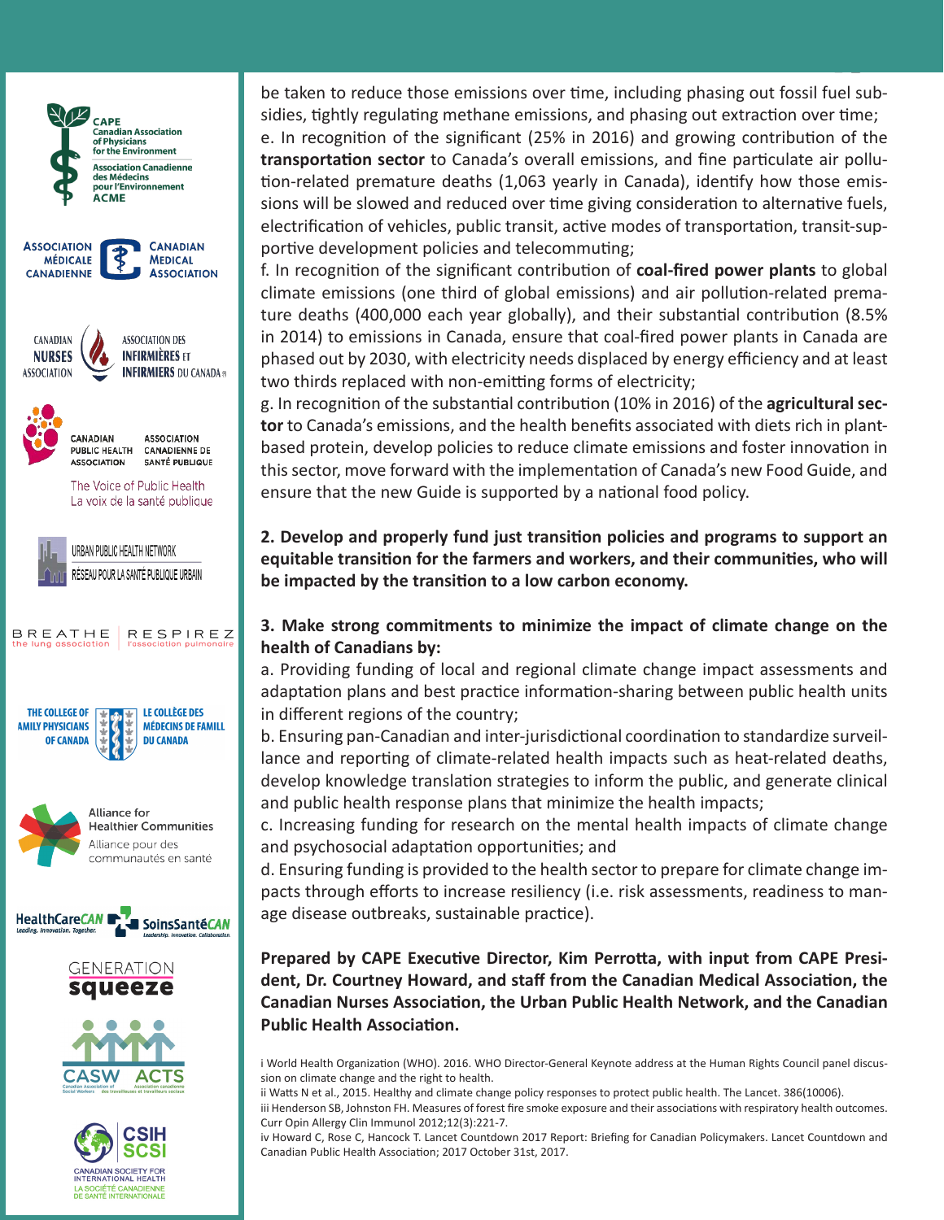be taken to reduce those emissions over time, including phasing out fossil fuel subsidies, tightly regulating methane emissions, and phasing out extraction over time;

e. In recognition of the significant (25% in 2016) and growing contribution of the **transportation sector** to Canada's overall emissions, and fine particulate air pollution-related premature deaths (1,063 yearly in Canada), identify how those emissions will be slowed and reduced over time giving consideration to alternative fuels, electrification of vehicles, public transit, active modes of transportation, transit-supportive development policies and telecommuting;

f. In recognition of the significant contribution of **coal-fired power plants** to global climate emissions (one third of global emissions) and air pollution-related premature deaths (400,000 each year globally), and their substantial contribution (8.5% in 2014) to emissions in Canada, ensure that coal-fired power plants in Canada are phased out by 2030, with electricity needs displaced by energy efficiency and at least two thirds replaced with non-emitting forms of electricity;

g. In recognition of the substantial contribution (10% in 2016) of the **agricultural sector** to Canada's emissions, and the health benefits associated with diets rich in plant-based protein, develop policies to reduce climate emissions and foster innovation in this sector, move forward with the implementation of Canada's new Food Guide, and ensure that the new Guide is supported by a national food policy.

**2. Develop and properly fund just transition policies and programs to support an equitable transition for the farmers and workers, and their communities, who will be impacted by the transition to a low carbon economy.**

**3. Make strong commitments to minimize the impact of climate change on the health of Canadians by:**

a. Providing funding of local and regional climate change impact assessments and adaptation plans and best practice information-sharing between public health units in different regions of the country;

b. Ensuring pan-Canadian and inter-jurisdictional coordination to standardize surveillance and reporting of climate-related health impacts such as heat-related deaths, develop knowledge translation strategies to inform the public, and generate clinical and public health response plans that minimize the health impacts;

c. Increasing funding for research on the mental health impacts of climate change and psychosocial adaptation opportunities; and

d. Ensuring funding is provided to the health sector to prepare for climate change impacts through efforts to increase resiliency (i.e. risk assessments, readiness to manage disease outbreaks, sustainable practice).

**Prepared by CAPE Executive Director, Kim Perrotta, with input from CAPE President, Dr. Courtney Howard, and staff from the Canadian Medical Association, the Canadian Nurses Association, the Urban Public Health Network, and the Canadian Public Health Association.**

i World Health Organization (WHO). 2016. WHO Director-General Keynote address at the Human Rights Council panel discussion on climate change and the right to health.

ii Watts N et al., 2015. Healthy and climate change policy responses to protect public health. The Lancet. 386(10006).

iii Henderson SB, Johnston FH. Measures of forest fire smoke exposure and their associations with respiratory health outcomes. Curr Opin Allergy Clin Immunol 2012;12(3):221-7.

iv Howard C, Rose C, Hancock T. Lancet Countdown 2017 Report: Briefing for Canadian Policymakers. Lancet Countdown and Canadian Public Health Association; 2017 October 31st, 2017.

CAPE Canadian Association of Physicians for the Environment / Association Canadienne des Médecins pour l'Environnement ACME

Association Médicale Canadienne / Canadian Medical Association

Canadian Nurses Association / Association des infirmières et infirmiers du Canada

Canadian Public Health Association / Association canadienne de santé publique — The Voice of Public Health / La voix de la santé publique

Urban Public Health Network / Réseau pour la santé publique urbaine

Breathe the lung association / Respirez l'association pulmonaire

The College of Family Physicians of Canada / Le Collège des médecins de famille du Canada

Alliance for Healthier Communities / Alliance pour des communautés en santé

HealthCareCAN Leading. Innovation. Together. / SoinsSantéCAN Leadership. Innovation. Collaboration.

Generation Squeeze

CASW Canadian Association of Social Workers / ACTS Association canadienne des travailleuses et travailleurs sociaux

CSIH SCSI Canadian Society for International Health / La Société canadienne de santé internationale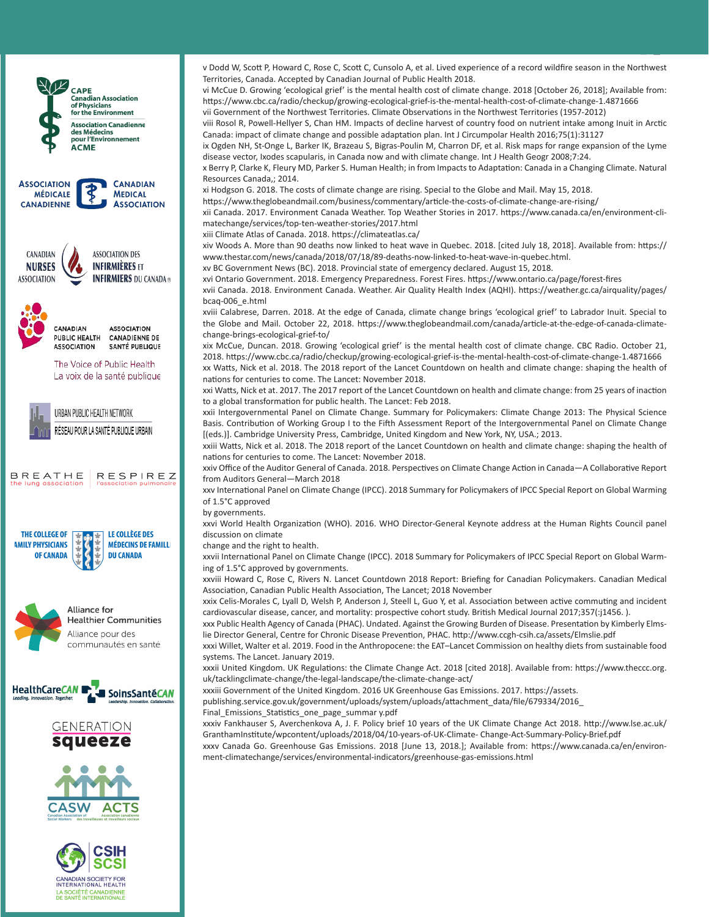CAPE
Canadian Association of Physicians for the Environment

Association Canadienne des Médecins pour l'Environnement
ACME

ASSOCIATION MÉDICALE CANADIENNE
CANADIAN MEDICAL ASSOCIATION

CANADIAN NURSES ASSOCIATION
ASSOCIATION DES INFIRMIÈRES ET INFIRMIERS DU CANADA

CANADIAN PUBLIC HEALTH ASSOCIATION
ASSOCIATION CANADIENNE DE SANTÉ PUBLIQUE
The Voice of Public Health
La voix de la santé publique

URBAN PUBLIC HEALTH NETWORK
RÉSEAU POUR LA SANTÉ PUBLIQUE URBAIN

BREATHE the lung association
RESPIREZ l'association pulmonaire

THE COLLEGE OF FAMILY PHYSICIANS OF CANADA
LE COLLÈGE DES MÉDECINS DE FAMILLE DU CANADA

Alliance for Healthier Communities
Alliance pour des communautés en santé

HealthCareCAN Leading. Innovation. Together.
SoinsSantéCAN Leadership. Innovation. Collaboration.

GENERATION squeeze

CASW ACTS
Canadian Association of Social Workers
Association canadienne des travailleuses et travailleurs sociaux

CSIH SCSI
CANADIAN SOCIETY FOR INTERNATIONAL HEALTH
LA SOCIÉTÉ CANADIENNE DE SANTÉ INTERNATIONALE

v Dodd W, Scott P, Howard C, Rose C, Scott C, Cunsolo A, et al. Lived experience of a record wildfire season in the Northwest Territories, Canada. Accepted by Canadian Journal of Public Health 2018.

vi McCue D. Growing 'ecological grief' is the mental health cost of climate change. 2018 [October 26, 2018]; Available from: https://www.cbc.ca/radio/checkup/growing-ecological-grief-is-the-mental-health-cost-of-climate-change-1.4871666

vii Government of the Northwest Territories. Climate Observations in the Northwest Territories (1957-2012)

viii Rosol R, Powell-Hellyer S, Chan HM. Impacts of decline harvest of country food on nutrient intake among Inuit in Arctic Canada: impact of climate change and possible adaptation plan. Int J Circumpolar Health 2016;75(1):31127

ix Ogden NH, St-Onge L, Barker IK, Brazeau S, Bigras-Poulin M, Charron DF, et al. Risk maps for range expansion of the Lyme disease vector, Ixodes scapularis, in Canada now and with climate change. Int J Health Geogr 2008;7:24.

x Berry P, Clarke K, Fleury MD, Parker S. Human Health; in from Impacts to Adaptation: Canada in a Changing Climate. Natural Resources Canada,; 2014.

xi Hodgson G. 2018. The costs of climate change are rising. Special to the Globe and Mail. May 15, 2018. https://www.theglobeandmail.com/business/commentary/article-the-costs-of-climate-change-are-rising/

xii Canada. 2017. Environment Canada Weather. Top Weather Stories in 2017. https://www.canada.ca/en/environment-climatechange/services/top-ten-weather-stories/2017.html

xiii Climate Atlas of Canada. 2018. https://climateatlas.ca/

xiv Woods A. More than 90 deaths now linked to heat wave in Quebec. 2018. [cited July 18, 2018]. Available from: https://www.thestar.com/news/canada/2018/07/18/89-deaths-now-linked-to-heat-wave-in-quebec.html.

xv BC Government News (BC). 2018. Provincial state of emergency declared. August 15, 2018.

xvi Ontario Government. 2018. Emergency Preparedness. Forest Fires. https://www.ontario.ca/page/forest-fires

xvii Canada. 2018. Environment Canada. Weather. Air Quality Health Index (AQHI). https://weather.gc.ca/airquality/pages/bcaq-006_e.html

xviii Calabrese, Darren. 2018. At the edge of Canada, climate change brings 'ecological grief' to Labrador Inuit. Special to the Globe and Mail. October 22, 2018. https://www.theglobeandmail.com/canada/article-at-the-edge-of-canada-climate-change-brings-ecological-grief-to/

xix McCue, Duncan. 2018. Growing 'ecological grief' is the mental health cost of climate change. CBC Radio. October 21, 2018. https://www.cbc.ca/radio/checkup/growing-ecological-grief-is-the-mental-health-cost-of-climate-change-1.4871666

xx Watts, Nick et al. 2018. The 2018 report of the Lancet Countdown on health and climate change: shaping the health of nations for centuries to come. The Lancet: November 2018.

xxi Watts, Nick et at. 2017. The 2017 report of the Lancet Countdown on health and climate change: from 25 years of inaction to a global transformation for public health. The Lancet: Feb 2018.

xxii Intergovernmental Panel on Climate Change. Summary for Policymakers: Climate Change 2013: The Physical Science Basis. Contribution of Working Group I to the Fifth Assessment Report of the Intergovernmental Panel on Climate Change [(eds.)]. Cambridge University Press, Cambridge, United Kingdom and New York, NY, USA.; 2013.

xxiii Watts, Nick et al. 2018. The 2018 report of the Lancet Countdown on health and climate change: shaping the health of nations for centuries to come. The Lancet: November 2018.

xxiv Office of the Auditor General of Canada. 2018. Perspectives on Climate Change Action in Canada—A Collaborative Report from Auditors General—March 2018

xxv International Panel on Climate Change (IPCC). 2018 Summary for Policymakers of IPCC Special Report on Global Warming of 1.5°C approved
by governments.

xxvi World Health Organization (WHO). 2016. WHO Director-General Keynote address at the Human Rights Council panel discussion on climate
change and the right to health.

xxvii International Panel on Climate Change (IPCC). 2018 Summary for Policymakers of IPCC Special Report on Global Warming of 1.5°C approved by governments.

xxviii Howard C, Rose C, Rivers N. Lancet Countdown 2018 Report: Briefing for Canadian Policymakers. Canadian Medical Association, Canadian Public Health Association, The Lancet; 2018 November

xxix Celis-Morales C, Lyall D, Welsh P, Anderson J, Steell L, Guo Y, et al. Association between active commuting and incident cardiovascular disease, cancer, and mortality: prospective cohort study. British Medical Journal 2017;357(:j1456. ).

xxx Public Health Agency of Canada (PHAC). Undated. Against the Growing Burden of Disease. Presentation by Kimberly Elmslie Director General, Centre for Chronic Disease Prevention, PHAC. http://www.ccgh-csih.ca/assets/Elmslie.pdf

xxxi Willet, Walter et al. 2019. Food in the Anthropocene: the EAT–Lancet Commission on healthy diets from sustainable food systems. The Lancet. January 2019.

xxxii United Kingdom. UK Regulations: the Climate Change Act. 2018 [cited 2018]. Available from: https://www.theccc.org.uk/tacklingclimate-change/the-legal-landscape/the-climate-change-act/

xxxiii Government of the United Kingdom. 2016 UK Greenhouse Gas Emissions. 2017. https://assets.publishing.service.gov.uk/government/uploads/system/uploads/attachment_data/file/679334/2016_Final_Emissions_Statistics_one_page_summar y.pdf

xxxiv Fankhauser S, Averchenkova A, J. F. Policy brief 10 years of the UK Climate Change Act 2018. http://www.lse.ac.uk/GranthamInstitute/wpcontent/uploads/2018/04/10-years-of-UK-Climate- Change-Act-Summary-Policy-Brief.pdf

xxxv Canada Go. Greenhouse Gas Emissions. 2018 [June 13, 2018.]; Available from: https://www.canada.ca/en/environment-climatechange/services/environmental-indicators/greenhouse-gas-emissions.html